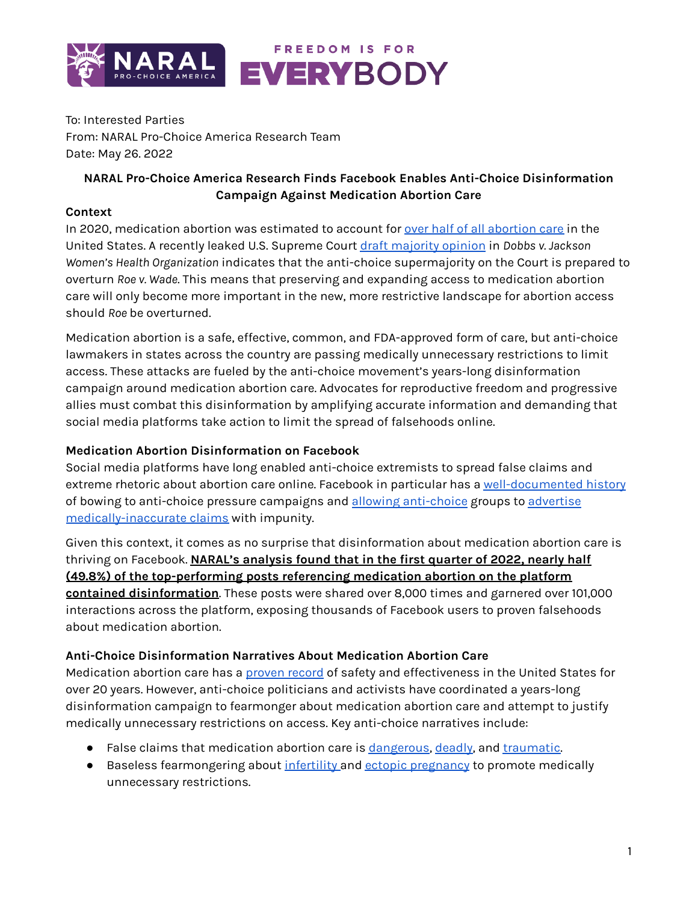NARAL PRO-CHOICE AMERICA — FREEDOM IS FOR EVERYBODY

To: Interested Parties
From: NARAL Pro-Choice America Research Team
Date: May 26. 2022

**NARAL Pro-Choice America Research Finds Facebook Enables Anti-Choice Disinformation Campaign Against Medication Abortion Care**

**Context**

In 2020, medication abortion was estimated to account for over half of all abortion care in the United States. A recently leaked U.S. Supreme Court draft majority opinion in *Dobbs v. Jackson Women's Health Organization* indicates that the anti-choice supermajority on the Court is prepared to overturn *Roe v. Wade*. This means that preserving and expanding access to medication abortion care will only become more important in the new, more restrictive landscape for abortion access should *Roe* be overturned.

Medication abortion is a safe, effective, common, and FDA-approved form of care, but anti-choice lawmakers in states across the country are passing medically unnecessary restrictions to limit access. These attacks are fueled by the anti-choice movement's years-long disinformation campaign around medication abortion care. Advocates for reproductive freedom and progressive allies must combat this disinformation by amplifying accurate information and demanding that social media platforms take action to limit the spread of falsehoods online.

**Medication Abortion Disinformation on Facebook**

Social media platforms have long enabled anti-choice extremists to spread false claims and extreme rhetoric about abortion care online. Facebook in particular has a well-documented history of bowing to anti-choice pressure campaigns and allowing anti-choice groups to advertise medically-inaccurate claims with impunity.

Given this context, it comes as no surprise that disinformation about medication abortion care is thriving on Facebook. **NARAL's analysis found that in the first quarter of 2022, nearly half (49.8%) of the top-performing posts referencing medication abortion on the platform contained disinformation**. These posts were shared over 8,000 times and garnered over 101,000 interactions across the platform, exposing thousands of Facebook users to proven falsehoods about medication abortion.

**Anti-Choice Disinformation Narratives About Medication Abortion Care**

Medication abortion care has a proven record of safety and effectiveness in the United States for over 20 years. However, anti-choice politicians and activists have coordinated a years-long disinformation campaign to fearmonger about medication abortion care and attempt to justify medically unnecessary restrictions on access. Key anti-choice narratives include:

- False claims that medication abortion care is dangerous, deadly, and traumatic.
- Baseless fearmongering about infertility and ectopic pregnancy to promote medically unnecessary restrictions.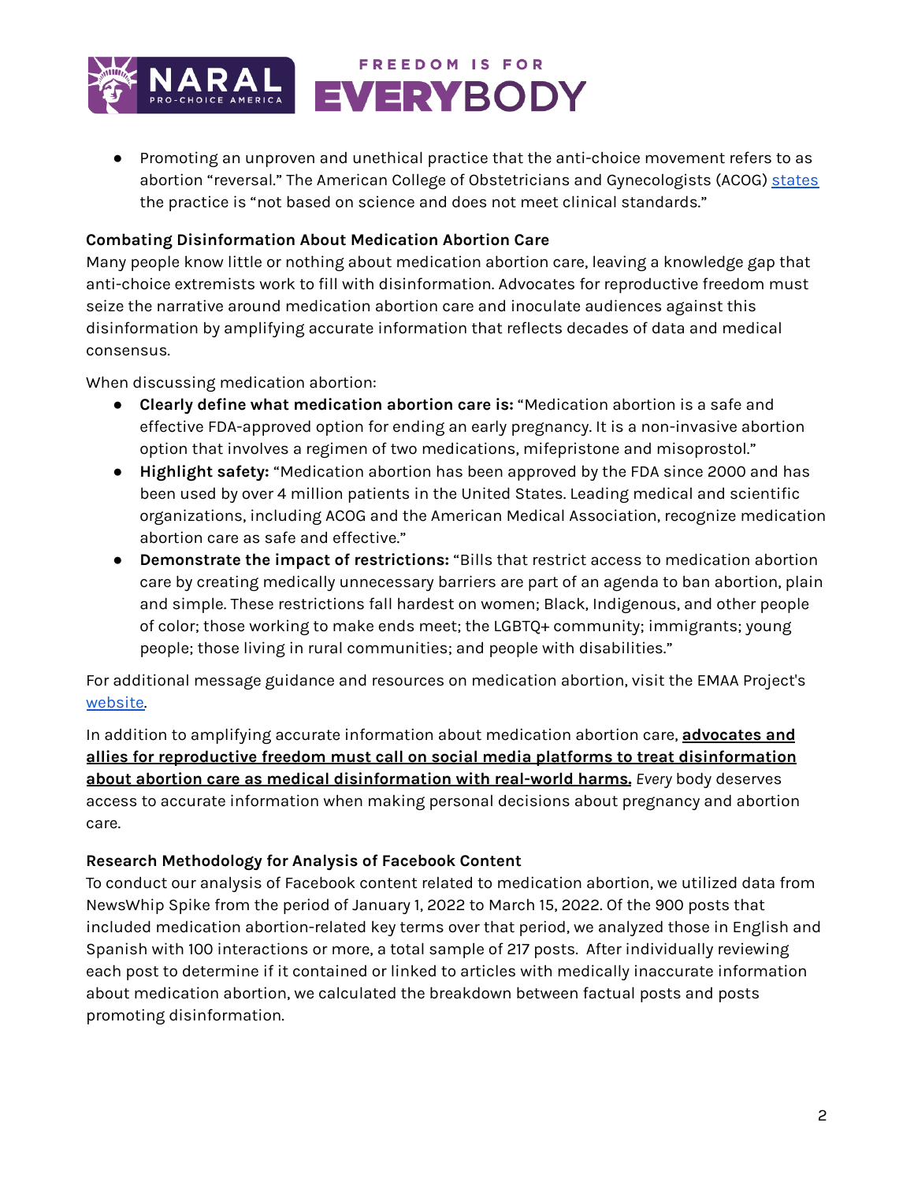- Promoting an unproven and unethical practice that the anti-choice movement refers to as abortion "reversal." The American College of Obstetricians and Gynecologists (ACOG) states the practice is "not based on science and does not meet clinical standards."

### Combating Disinformation About Medication Abortion Care

Many people know little or nothing about medication abortion care, leaving a knowledge gap that anti-choice extremists work to fill with disinformation. Advocates for reproductive freedom must seize the narrative around medication abortion care and inoculate audiences against this disinformation by amplifying accurate information that reflects decades of data and medical consensus.

When discussing medication abortion:

- **Clearly define what medication abortion care is:** "Medication abortion is a safe and effective FDA-approved option for ending an early pregnancy. It is a non-invasive abortion option that involves a regimen of two medications, mifepristone and misoprostol."
- **Highlight safety:** "Medication abortion has been approved by the FDA since 2000 and has been used by over 4 million patients in the United States. Leading medical and scientific organizations, including ACOG and the American Medical Association, recognize medication abortion care as safe and effective."
- **Demonstrate the impact of restrictions:** "Bills that restrict access to medication abortion care by creating medically unnecessary barriers are part of an agenda to ban abortion, plain and simple. These restrictions fall hardest on women; Black, Indigenous, and other people of color; those working to make ends meet; the LGBTQ+ community; immigrants; young people; those living in rural communities; and people with disabilities."

For additional message guidance and resources on medication abortion, visit the EMAA Project's website.

In addition to amplifying accurate information about medication abortion care, **advocates and allies for reproductive freedom must call on social media platforms to treat disinformation about abortion care as medical disinformation with real-world harms.** *Every* body deserves access to accurate information when making personal decisions about pregnancy and abortion care.

### Research Methodology for Analysis of Facebook Content

To conduct our analysis of Facebook content related to medication abortion, we utilized data from NewsWhip Spike from the period of January 1, 2022 to March 15, 2022. Of the 900 posts that included medication abortion-related key terms over that period, we analyzed those in English and Spanish with 100 interactions or more, a total sample of 217 posts. After individually reviewing each post to determine if it contained or linked to articles with medically inaccurate information about medication abortion, we calculated the breakdown between factual posts and posts promoting disinformation.